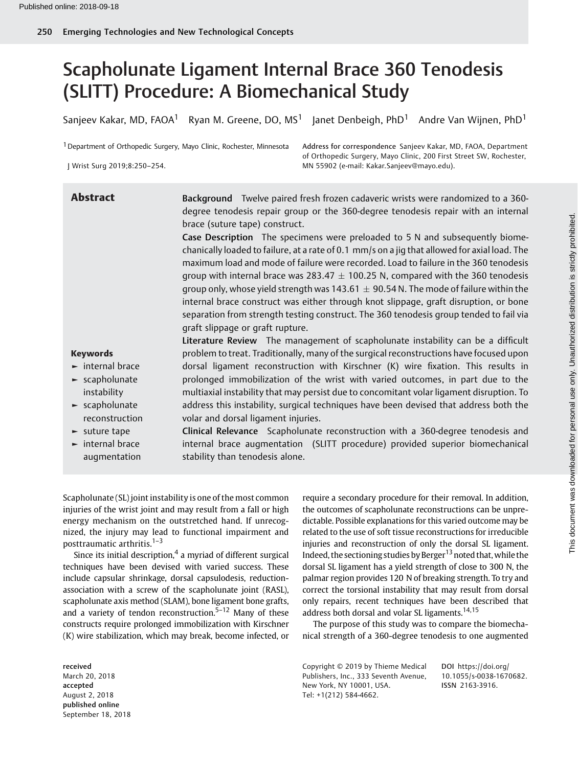# Scapholunate Ligament Internal Brace 360 Tenodesis (SLITT) Procedure: A Biomechanical Study

Sanjeev Kakar, MD, FAOA[1] Ryan M. Greene, DO, MS[1] Janet Denbeigh, PhD[1] Andre Van Wijnen, PhD[1]

[1] Department of Orthopedic Surgery, Mayo Clinic, Rochester, Minnesota

J Wrist Surg 2019;8:250–254.

Address for correspondence Sanjeev Kakar, MD, FAOA, Department of Orthopedic Surgery, Mayo Clinic, 200 First Street SW, Rochester, MN 55902 (e-mail: Kakar.Sanjeev@mayo.edu).

## Abstract

**Background** Twelve paired fresh frozen cadaveric wrists were randomized to a 360-degree tenodesis repair group or the 360-degree tenodesis repair with an internal brace (suture tape) construct.

**Case Description** The specimens were preloaded to 5 N and subsequently biomechanically loaded to failure, at a rate of 0.1 mm/s on a jig that allowed for axial load. The maximum load and mode of failure were recorded. Load to failure in the 360 tenodesis group with internal brace was 283.47 ± 100.25 N, compared with the 360 tenodesis group only, whose yield strength was 143.61 ± 90.54 N. The mode of failure within the internal brace construct was either through knot slippage, graft disruption, or bone separation from strength testing construct. The 360 tenodesis group tended to fail via graft slippage or graft rupture.

**Literature Review** The management of scapholunate instability can be a difficult problem to treat. Traditionally, many of the surgical reconstructions have focused upon dorsal ligament reconstruction with Kirschner (K) wire fixation. This results in prolonged immobilization of the wrist with varied outcomes, in part due to the multiaxial instability that may persist due to concomitant volar ligament disruption. To address this instability, surgical techniques have been devised that address both the volar and dorsal ligament injuries.

**Clinical Relevance** Scapholunate reconstruction with a 360-degree tenodesis and internal brace augmentation (SLITT procedure) provided superior biomechanical stability than tenodesis alone.

**Keywords**
- internal brace
- scapholunate instability
- scapholunate reconstruction
- suture tape
- internal brace augmentation

Scapholunate (SL) joint instability is one of the most common injuries of the wrist joint and may result from a fall or high energy mechanism on the outstretched hand. If unrecognized, the injury may lead to functional impairment and posttraumatic arthritis.[1–3]

Since its initial description,[4] a myriad of different surgical techniques have been devised with varied success. These include capsular shrinkage, dorsal capsulodesis, reduction-association with a screw of the scapholunate joint (RASL), scapholunate axis method (SLAM), bone ligament bone grafts, and a variety of tendon reconstruction.[5–12] Many of these constructs require prolonged immobilization with Kirschner (K) wire stabilization, which may break, become infected, or require a secondary procedure for their removal. In addition, the outcomes of scapholunate reconstructions can be unpredictable. Possible explanations for this varied outcome may be related to the use of soft tissue reconstructions for irreducible injuries and reconstruction of only the dorsal SL ligament. Indeed, the sectioning studies by Berger[13] noted that, while the dorsal SL ligament has a yield strength of close to 300 N, the palmar region provides 120 N of breaking strength. To try and correct the torsional instability that may result from dorsal only repairs, recent techniques have been described that address both dorsal and volar SL ligaments.[14,15]

The purpose of this study was to compare the biomechanical strength of a 360-degree tenodesis to one augmented

received March 20, 2018
accepted August 2, 2018
published online September 18, 2018

Copyright © 2019 by Thieme Medical Publishers, Inc., 333 Seventh Avenue, New York, NY 10001, USA. Tel: +1(212) 584-4662.

DOI https://doi.org/10.1055/s-0038-1670682.
ISSN 2163-3916.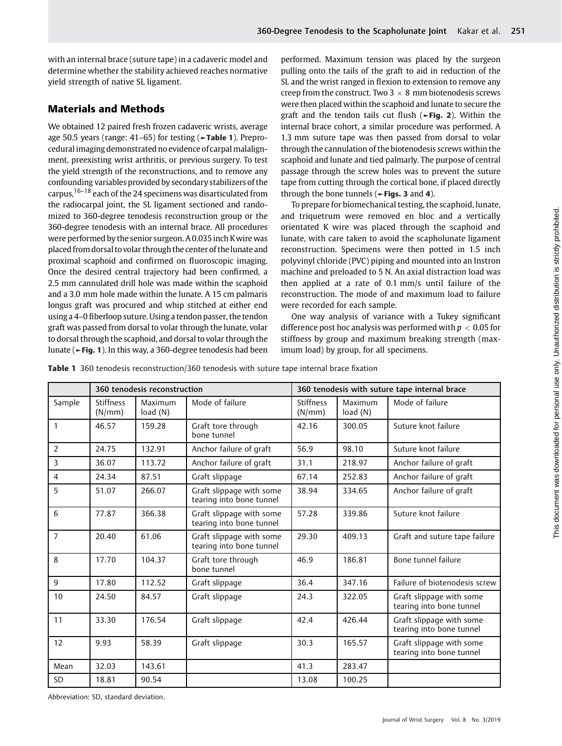with an internal brace (suture tape) in a cadaveric model and determine whether the stability achieved reaches normative yield strength of native SL ligament.

## Materials and Methods

We obtained 12 paired fresh frozen cadaveric wrists, average age 50.5 years (range: 41–65) for testing (►Table 1). Preprocedural imaging demonstrated no evidence of carpal malalignment, preexisting wrist arthritis, or previous surgery. To test the yield strength of the reconstructions, and to remove any confounding variables provided by secondary stabilizers of the carpus,[16–18] each of the 24 specimens was disarticulated from the radiocarpal joint, the SL ligament sectioned and randomized to 360-degree tenodesis reconstruction group or the 360-degree tenodesis with an internal brace. All procedures were performed by the senior surgeon. A 0.035 inch K wire was placed from dorsal to volar through the center of the lunate and proximal scaphoid and confirmed on fluoroscopic imaging. Once the desired central trajectory had been confirmed, a 2.5 mm cannulated drill hole was made within the scaphoid and a 3.0 mm hole made within the lunate. A 15 cm palmaris longus graft was procured and whip stitched at either end using a 4–0 fiberloop suture. Using a tendon passer, the tendon graft was passed from dorsal to volar through the lunate, volar to dorsal through the scaphoid, and dorsal to volar through the lunate (►Fig. 1). In this way, a 360-degree tenodesis had been performed. Maximum tension was placed by the surgeon pulling onto the tails of the graft to aid in reduction of the SL and the wrist ranged in flexion to extension to remove any creep from the construct. Two 3 × 8 mm biotenodesis screws were then placed within the scaphoid and lunate to secure the graft and the tendon tails cut flush (►Fig. 2). Within the internal brace cohort, a similar procedure was performed. A 1.3 mm suture tape was then passed from dorsal to volar through the cannulation of the biotenodesis screws within the scaphoid and lunate and tied palmarly. The purpose of central passage through the screw holes was to prevent the suture tape from cutting through the cortical bone, if placed directly through the bone tunnels (►Figs. 3 and 4).

To prepare for biomechanical testing, the scaphoid, lunate, and triquetrum were removed en bloc and a vertically orientated K wire was placed through the scaphoid and lunate, with care taken to avoid the scapholunate ligament reconstruction. Specimens were then potted in 1.5 inch polyvinyl chloride (PVC) piping and mounted into an Instron machine and preloaded to 5 N. An axial distraction load was then applied at a rate of 0.1 mm/s until failure of the reconstruction. The mode and maximum load to failure were recorded for each sample.

One way analysis of variance with a Tukey significant difference post hoc analysis was performed with $p < 0.05$ for stiffness by group and maximum breaking strength (maximum load) by group, for all specimens.

**Table 1** 360 tenodesis reconstruction/360 tenodesis with suture tape internal brace fixation

| | 360 tenodesis reconstruction | | | 360 tenodesis with suture tape internal brace | | |
|---|---|---|---|---|---|---|
| Sample | Stiffness (N/mm) | Maximum load (N) | Mode of failure | Stiffness (N/mm) | Maximum load (N) | Mode of failure |
| 1 | 46.57 | 159.28 | Graft tore through bone tunnel | 42.16 | 300.05 | Suture knot failure |
| 2 | 24.75 | 132.91 | Anchor failure of graft | 56.9 | 98.10 | Suture knot failure |
| 3 | 36.07 | 113.72 | Anchor failure of graft | 31.1 | 218.97 | Anchor failure of graft |
| 4 | 24.34 | 87.51 | Graft slippage | 67.14 | 252.83 | Anchor failure of graft |
| 5 | 51.07 | 266.07 | Graft slippage with some tearing into bone tunnel | 38.94 | 334.65 | Anchor failure of graft |
| 6 | 77.87 | 366.38 | Graft slippage with some tearing into bone tunnel | 57.28 | 339.86 | Suture knot failure |
| 7 | 20.40 | 61.06 | Graft slippage with some tearing into bone tunnel | 29.30 | 409.13 | Graft and suture tape failure |
| 8 | 17.70 | 104.37 | Graft tore through bone tunnel | 46.9 | 186.81 | Bone tunnel failure |
| 9 | 17.80 | 112.52 | Graft slippage | 36.4 | 347.16 | Failure of biotenodesis screw |
| 10 | 24.50 | 84.57 | Graft slippage | 24.3 | 322.05 | Graft slippage with some tearing into bone tunnel |
| 11 | 33.30 | 176.54 | Graft slippage | 42.4 | 426.44 | Graft slippage with some tearing into bone tunnel |
| 12 | 9.93 | 58.39 | Graft slippage | 30.3 | 165.57 | Graft slippage with some tearing into bone tunnel |
| Mean | 32.03 | 143.61 | | 41.3 | 283.47 | |
| SD | 18.81 | 90.54 | | 13.08 | 100.25 | |

Abbreviation: SD, standard deviation.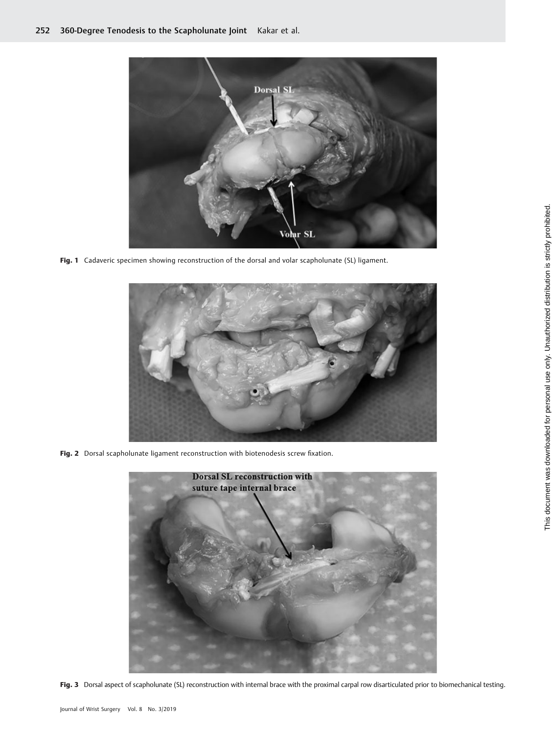Fig. 1 Cadaveric specimen showing reconstruction of the dorsal and volar scapholunate (SL) ligament.

Fig. 2 Dorsal scapholunate ligament reconstruction with biotenodesis screw fixation.

Fig. 3 Dorsal aspect of scapholunate (SL) reconstruction with internal brace with the proximal carpal row disarticulated prior to biomechanical testing.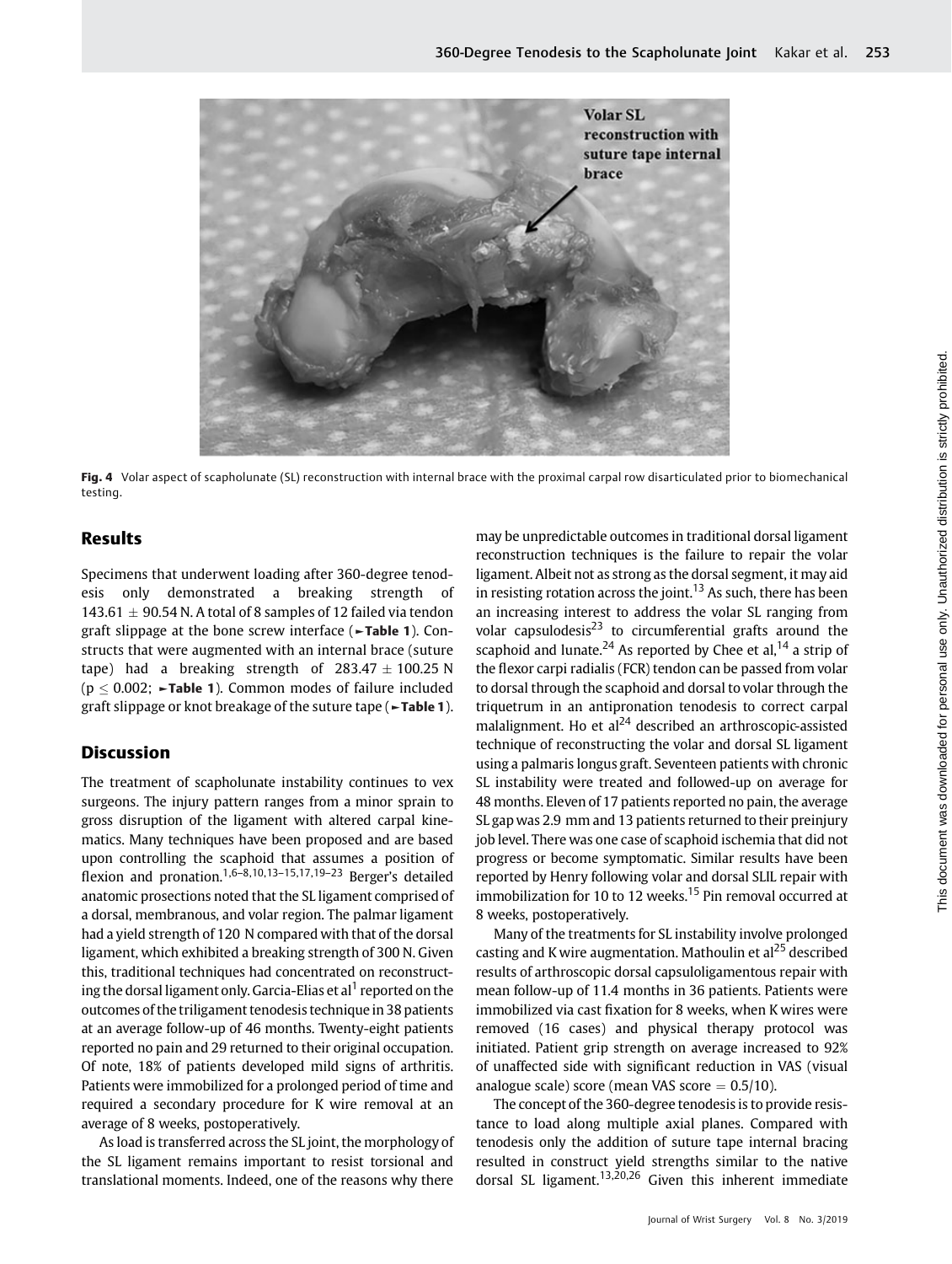Fig. 4 Volar aspect of scapholunate (SL) reconstruction with internal brace with the proximal carpal row disarticulated prior to biomechanical testing.

## Results

Specimens that underwent loading after 360-degree tenodesis only demonstrated a breaking strength of $143.61 \pm 90.54$ N. A total of 8 samples of 12 failed via tendon graft slippage at the bone screw interface (►Table 1). Constructs that were augmented with an internal brace (suture tape) had a breaking strength of $283.47 \pm 100.25$ N ($p \leq 0.002$; ►Table 1). Common modes of failure included graft slippage or knot breakage of the suture tape (►Table 1).

## Discussion

The treatment of scapholunate instability continues to vex surgeons. The injury pattern ranges from a minor sprain to gross disruption of the ligament with altered carpal kinematics. Many techniques have been proposed and are based upon controlling the scaphoid that assumes a position of flexion and pronation.[1,6–8,10,13–15,17,19–23] Berger's detailed anatomic prosections noted that the SL ligament comprised of a dorsal, membranous, and volar region. The palmar ligament had a yield strength of 120 N compared with that of the dorsal ligament, which exhibited a breaking strength of 300 N. Given this, traditional techniques had concentrated on reconstructing the dorsal ligament only. Garcia-Elias et al[1] reported on the outcomes of the triligament tenodesis technique in 38 patients at an average follow-up of 46 months. Twenty-eight patients reported no pain and 29 returned to their original occupation. Of note, 18% of patients developed mild signs of arthritis. Patients were immobilized for a prolonged period of time and required a secondary procedure for K wire removal at an average of 8 weeks, postoperatively.

As load is transferred across the SL joint, the morphology of the SL ligament remains important to resist torsional and translational moments. Indeed, one of the reasons why there may be unpredictable outcomes in traditional dorsal ligament reconstruction techniques is the failure to repair the volar ligament. Albeit not as strong as the dorsal segment, it may aid in resisting rotation across the joint.[13] As such, there has been an increasing interest to address the volar SL ranging from volar capsulodesis[23] to circumferential grafts around the scaphoid and lunate.[24] As reported by Chee et al,[14] a strip of the flexor carpi radialis (FCR) tendon can be passed from volar to dorsal through the scaphoid and dorsal to volar through the triquetrum in an antipronation tenodesis to correct carpal malalignment. Ho et al[24] described an arthroscopic-assisted technique of reconstructing the volar and dorsal SL ligament using a palmaris longus graft. Seventeen patients with chronic SL instability were treated and followed-up on average for 48 months. Eleven of 17 patients reported no pain, the average SL gap was 2.9 mm and 13 patients returned to their preinjury job level. There was one case of scaphoid ischemia that did not progress or become symptomatic. Similar results have been reported by Henry following volar and dorsal SLIL repair with immobilization for 10 to 12 weeks.[15] Pin removal occurred at 8 weeks, postoperatively.

Many of the treatments for SL instability involve prolonged casting and K wire augmentation. Mathoulin et al[25] described results of arthroscopic dorsal capsuloligamentous repair with mean follow-up of 11.4 months in 36 patients. Patients were immobilized via cast fixation for 8 weeks, when K wires were removed (16 cases) and physical therapy protocol was initiated. Patient grip strength on average increased to 92% of unaffected side with significant reduction in VAS (visual analogue scale) score (mean VAS score = 0.5/10).

The concept of the 360-degree tenodesis is to provide resistance to load along multiple axial planes. Compared with tenodesis only the addition of suture tape internal bracing resulted in construct yield strengths similar to the native dorsal SL ligament.[13,20,26] Given this inherent immediate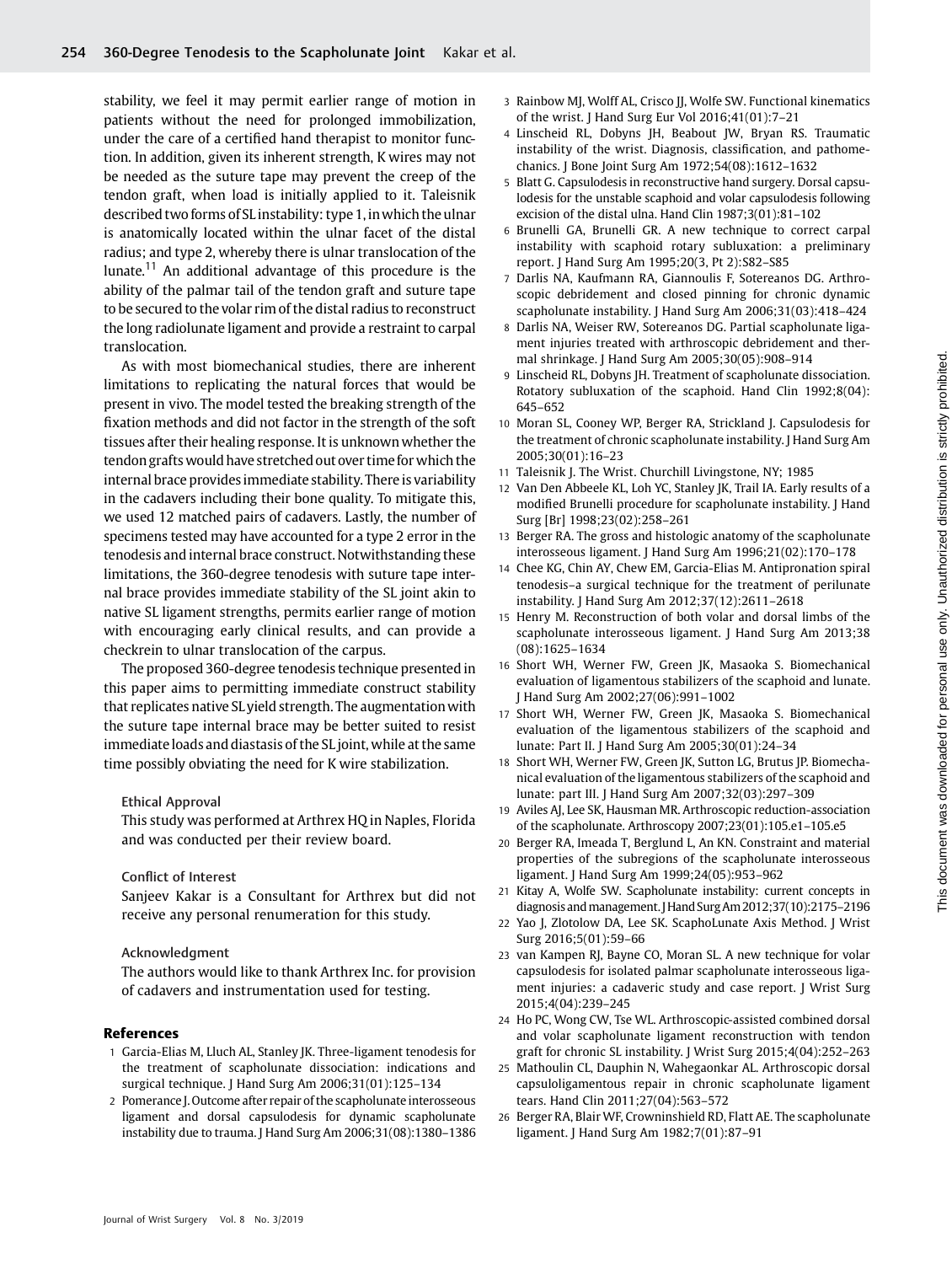stability, we feel it may permit earlier range of motion in patients without the need for prolonged immobilization, under the care of a certified hand therapist to monitor function. In addition, given its inherent strength, K wires may not be needed as the suture tape may prevent the creep of the tendon graft, when load is initially applied to it. Taleisnik described two forms of SL instability: type 1, in which the ulnar is anatomically located within the ulnar facet of the distal radius; and type 2, whereby there is ulnar translocation of the lunate.[11] An additional advantage of this procedure is the ability of the palmar tail of the tendon graft and suture tape to be secured to the volar rim of the distal radius to reconstruct the long radiolunate ligament and provide a restraint to carpal translocation.

As with most biomechanical studies, there are inherent limitations to replicating the natural forces that would be present in vivo. The model tested the breaking strength of the fixation methods and did not factor in the strength of the soft tissues after their healing response. It is unknown whether the tendon grafts would have stretched out over time for which the internal brace provides immediate stability. There is variability in the cadavers including their bone quality. To mitigate this, we used 12 matched pairs of cadavers. Lastly, the number of specimens tested may have accounted for a type 2 error in the tenodesis and internal brace construct. Notwithstanding these limitations, the 360-degree tenodesis with suture tape internal brace provides immediate stability of the SL joint akin to native SL ligament strengths, permits earlier range of motion with encouraging early clinical results, and can provide a checkrein to ulnar translocation of the carpus.

The proposed 360-degree tenodesis technique presented in this paper aims to permitting immediate construct stability that replicates native SL yield strength. The augmentation with the suture tape internal brace may be better suited to resist immediate loads and diastasis of the SL joint, while at the same time possibly obviating the need for K wire stabilization.

### Ethical Approval

This study was performed at Arthrex HQ in Naples, Florida and was conducted per their review board.

### Conflict of Interest

Sanjeev Kakar is a Consultant for Arthrex but did not receive any personal renumeration for this study.

### Acknowledgment

The authors would like to thank Arthrex Inc. for provision of cadavers and instrumentation used for testing.

## References

1. Garcia-Elias M, Lluch AL, Stanley JK. Three-ligament tenodesis for the treatment of scapholunate dissociation: indications and surgical technique. J Hand Surg Am 2006;31(01):125–134
2. Pomerance J. Outcome after repair of the scapholunate interosseous ligament and dorsal capsulodesis for dynamic scapholunate instability due to trauma. J Hand Surg Am 2006;31(08):1380–1386
3. Rainbow MJ, Wolff AL, Crisco JJ, Wolfe SW. Functional kinematics of the wrist. J Hand Surg Eur Vol 2016;41(01):7–21
4. Linscheid RL, Dobyns JH, Beabout JW, Bryan RS. Traumatic instability of the wrist. Diagnosis, classification, and pathomechanics. J Bone Joint Surg Am 1972;54(08):1612–1632
5. Blatt G. Capsulodesis in reconstructive hand surgery. Dorsal capsulodesis for the unstable scaphoid and volar capsulodesis following excision of the distal ulna. Hand Clin 1987;3(01):81–102
6. Brunelli GA, Brunelli GR. A new technique to correct carpal instability with scaphoid rotary subluxation: a preliminary report. J Hand Surg Am 1995;20(3, Pt 2):S82–S85
7. Darlis NA, Kaufmann RA, Giannoulis F, Sotereanos DG. Arthroscopic debridement and closed pinning for chronic dynamic scapholunate instability. J Hand Surg Am 2006;31(03):418–424
8. Darlis NA, Weiser RW, Sotereanos DG. Partial scapholunate ligament injuries treated with arthroscopic debridement and thermal shrinkage. J Hand Surg Am 2005;30(05):908–914
9. Linscheid RL, Dobyns JH. Treatment of scapholunate dissociation. Rotatory subluxation of the scaphoid. Hand Clin 1992;8(04):645–652
10. Moran SL, Cooney WP, Berger RA, Strickland J. Capsulodesis for the treatment of chronic scapholunate instability. J Hand Surg Am 2005;30(01):16–23
11. Taleisnik J. The Wrist. Churchill Livingstone, NY; 1985
12. Van Den Abbeele KL, Loh YC, Stanley JK, Trail IA. Early results of a modified Brunelli procedure for scapholunate instability. J Hand Surg [Br] 1998;23(02):258–261
13. Berger RA. The gross and histologic anatomy of the scapholunate interosseous ligament. J Hand Surg Am 1996;21(02):170–178
14. Chee KG, Chin AY, Chew EM, Garcia-Elias M. Antipronation spiral tenodesis–a surgical technique for the treatment of perilunate instability. J Hand Surg Am 2012;37(12):2611–2618
15. Henry M. Reconstruction of both volar and dorsal limbs of the scapholunate interosseous ligament. J Hand Surg Am 2013;38(08):1625–1634
16. Short WH, Werner FW, Green JK, Masaoka S. Biomechanical evaluation of ligamentous stabilizers of the scaphoid and lunate. J Hand Surg Am 2002;27(06):991–1002
17. Short WH, Werner FW, Green JK, Masaoka S. Biomechanical evaluation of the ligamentous stabilizers of the scaphoid and lunate: Part II. J Hand Surg Am 2005;30(01):24–34
18. Short WH, Werner FW, Green JK, Sutton LG, Brutus JP. Biomechanical evaluation of the ligamentous stabilizers of the scaphoid and lunate: part III. J Hand Surg Am 2007;32(03):297–309
19. Aviles AJ, Lee SK, Hausman MR. Arthroscopic reduction-association of the scapholunate. Arthroscopy 2007;23(01):105.e1–105.e5
20. Berger RA, Imeada T, Berglund L, An KN. Constraint and material properties of the subregions of the scapholunate interosseous ligament. J Hand Surg Am 1999;24(05):953–962
21. Kitay A, Wolfe SW. Scapholunate instability: current concepts in diagnosis and management. J Hand Surg Am 2012;37(10):2175–2196
22. Yao J, Zlotolow DA, Lee SK. ScaphoLunate Axis Method. J Wrist Surg 2016;5(01):59–66
23. van Kampen RJ, Bayne CO, Moran SL. A new technique for volar capsulodesis for isolated palmar scapholunate interosseous ligament injuries: a cadaveric study and case report. J Wrist Surg 2015;4(04):239–245
24. Ho PC, Wong CW, Tse WL. Arthroscopic-assisted combined dorsal and volar scapholunate ligament reconstruction with tendon graft for chronic SL instability. J Wrist Surg 2015;4(04):252–263
25. Mathoulin CL, Dauphin N, Wahegaonkar AL. Arthroscopic dorsal capsuloligamentous repair in chronic scapholunate ligament tears. Hand Clin 2011;27(04):563–572
26. Berger RA, Blair WF, Crowninshield RD, Flatt AE. The scapholunate ligament. J Hand Surg Am 1982;7(01):87–91